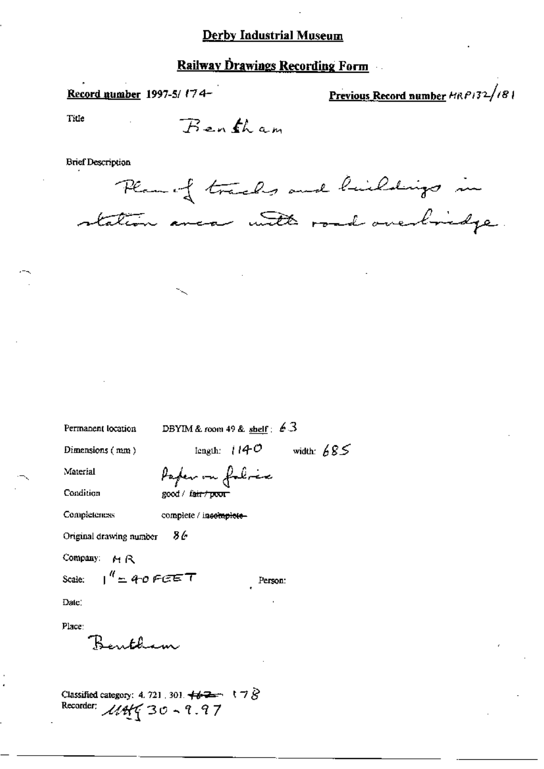# Derby Industrial Museum

## Railway Drawings Recording Form

**Record number** 1997-5/ 174

**Previous Record number** MRP132/181

Title

Bentham

Brief Description

Plan of tracks and buildings in station area with road overbridge.

Permanent location DBYIM & room 49 & shelf: 63

Dimensions (mm) length: 1140 width: 685

Material Paper on fabric

Condition good / ~~fair / poor~~

Completeness complete / ~~incomplete~~

Original drawing number 86

Company: MR

Scale: 1" = 40 FEET Person:

Date:

Place:

Bentham

Classified category: 4.721.301. ~~162~~ 178

Recorder: MAS 30-9.97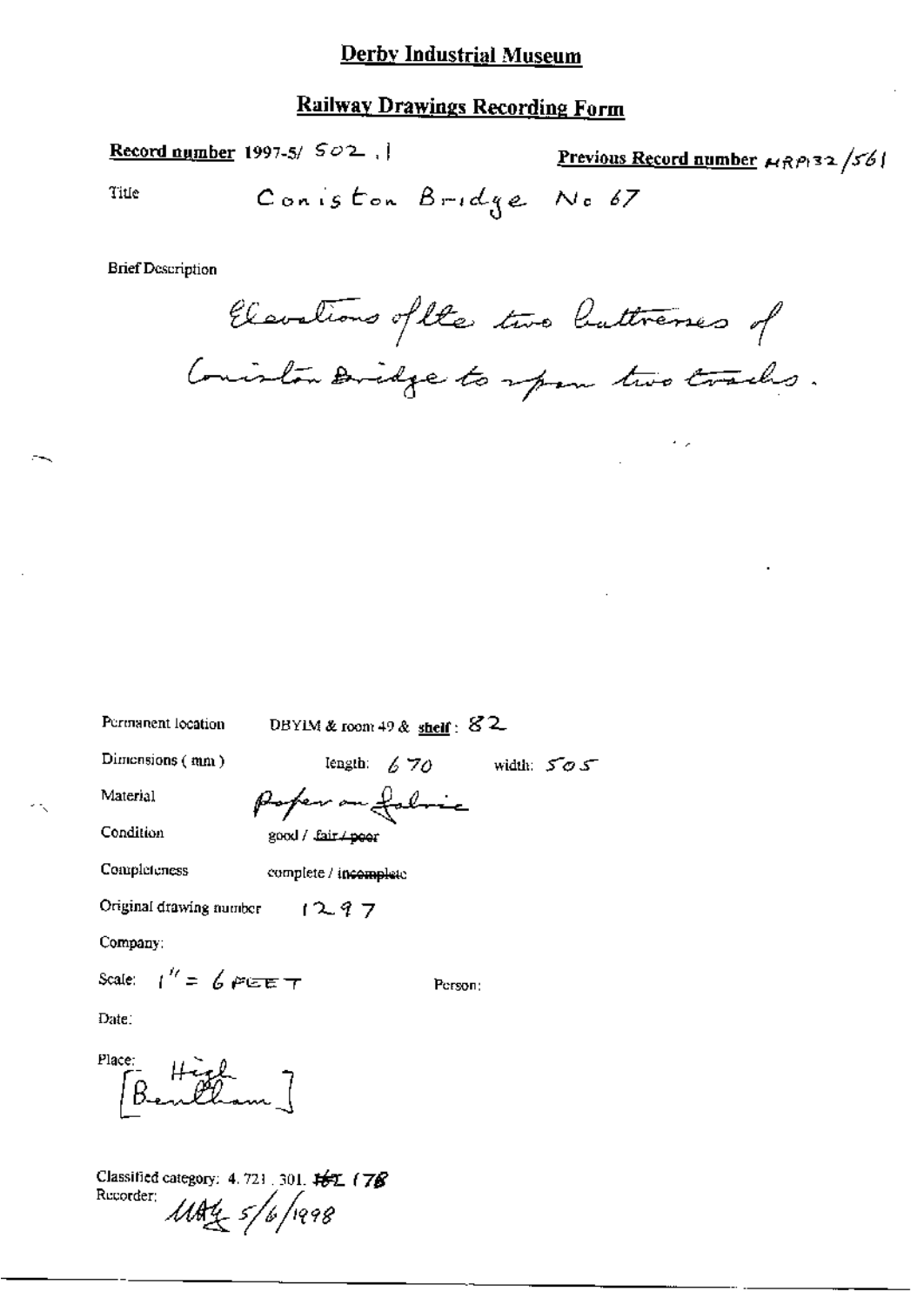# Derby Industrial Museum

## Railway Drawings Recording Form

**Record number** 1997-5/ 502 . 1

**Previous Record number** MRP132/561

Title Coniston Bridge No 67

Brief Description

Elevations of the two buttresses of Coniston Bridge to span two tracks.

Permanent location DBYIM & room 49 & **shelf**: 82

Dimensions (mm) length: 670 width: 505

Material Paper on fabric

Condition good / ~~fair / poor~~

Completeness complete / ~~incomplete~~

Original drawing number 1297

Company:

Scale: 1" = 6 FEET

Person:

Date:

Place: [High Bentham]

Classified category: 4. 721 . 301. ~~HL~~ 17B

Recorder: MAG 5/6/1998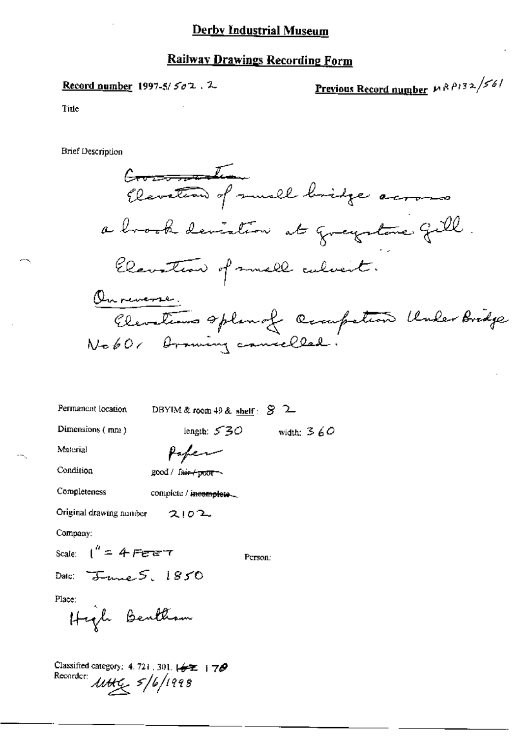# Derby Industrial Museum

## Railway Drawings Recording Form

**Record number** 1997-5/502.2

**Previous Record number** MRP132/561

Title

Brief Description

~~Cross section~~
Elevation of small bridge across a brook deviation at Greystone Gill.
Elevation of small culvert.
On reverse.
Elevations & plan of Occupation Under Bridge No 601 Drawing cancelled.

Permanent location DBYIM & room 49 & **shelf**: 82

Dimensions (mm) length: 530 width: 360

Material Paper

Condition good / ~~fair / poor~~

Completeness complete / ~~incomplete~~

Original drawing number 2102

Company:

Scale: 1" = 4 FEET

Person:

Date: June 5. 1850

Place:
High Bentham

Classified category: 4.721.301. ~~162~~ 170
Recorder: MHG 5/6/1998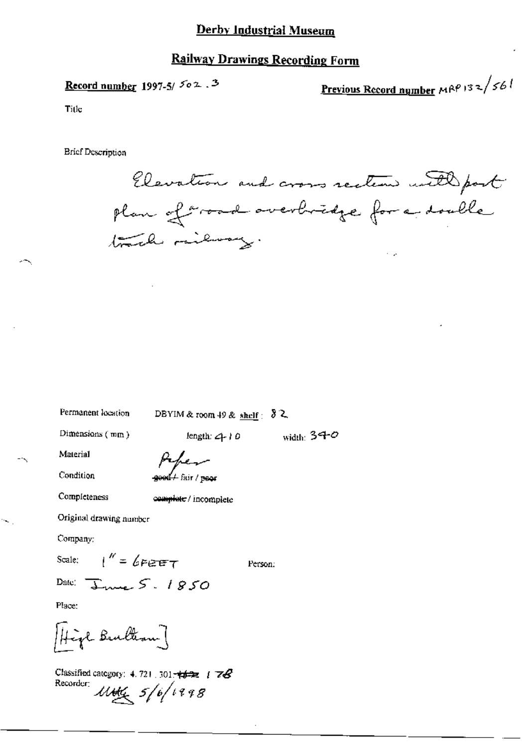# Derby Industrial Museum

## Railway Drawings Recording Form

**Record number** 1997-5/ 502 . 3

**Previous Record number** MRP 132/561

Title

Brief Description

Elevation and cross section with part plan of a road overbridge for a double track railway.

Permanent location DBYIM & room 49 & **shelf**: 82

Dimensions (mm) length: 410 width: 340

Material Paper

Condition ~~good~~ + fair / ~~poor~~

Completeness ~~complete~~ / incomplete

Original drawing number

Company:

Scale: 1" = 6 FEET Person:

Date: June 5. 1850

Place:

[High Bentham]

Classified category: 4. 721 . 301. ~~162~~ 178

Recorder: MHG 5/6/1998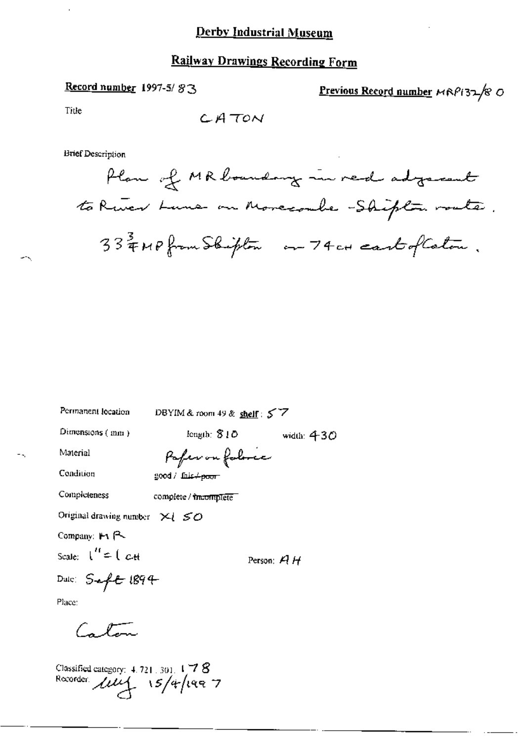# Derby Industrial Museum

## Railway Drawings Recording Form

**Record number** 1997-5/ 83

**Previous Record number** MRP132/8 0

Title

CATON

Brief Description

Plan of MR boundary in red adjacent to River Lune on Morecombe - Skipton route. $33\frac{3}{4}$ MP from Skipton or 74 CH east of Caton.

Permanent location DBYIM & room 49 & **shelf**: 57

Dimensions ( mm ) length: 810 width: 430

Material Paper on fabric

Condition good / ~~fair / poor~~

Completeness complete / ~~incomplete~~

Original drawing number X1 50

Company: MR

Scale: 1" = 1 CH

Person: AH

Date: Sept 1894

Place:

Caton

Classified category: 4. 721. 301. 178

Recorder: lllf 15/4/1997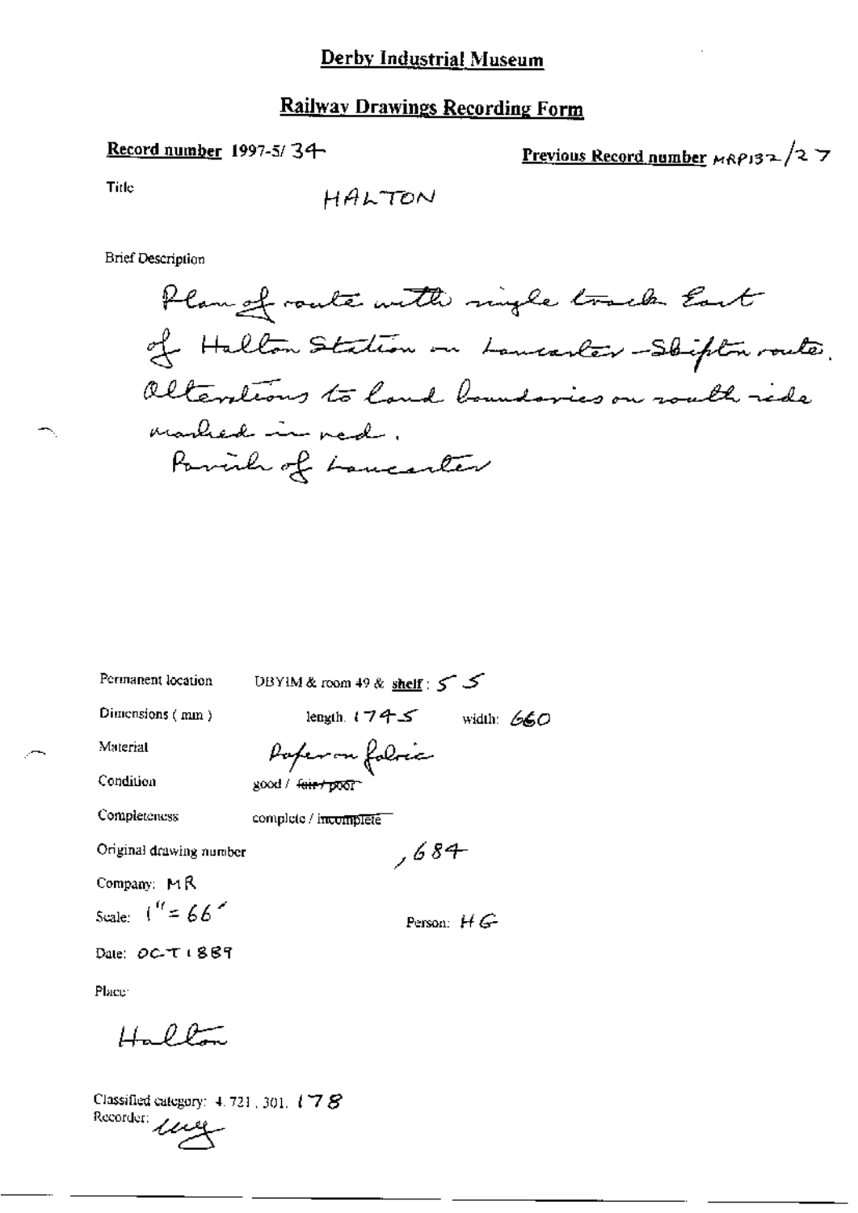# Derby Industrial Museum

## Railway Drawings Recording Form

**Record number** 1997-5/ 34

**Previous Record number** MRP132/27

Title: HALTON

Brief Description

Plan of route with single track East of Halton Station on Lancaster-Skipton route. Alterations to land boundaries on south side marked in red.
Parish of Lancaster

Permanent location: DBYIM & room 49 & shelf: 55

Dimensions (mm): length: 1745 width: 660

Material: Paper on fabric

Condition: good / ~~fair / poor~~

Completeness: complete / ~~incomplete~~

Original drawing number: ,684

Company: MR

Scale: 1" = 66'

Person: HG

Date: OCT 1889

Place:

Halton

Classified category: 4.721.301.178

Recorder: [signature]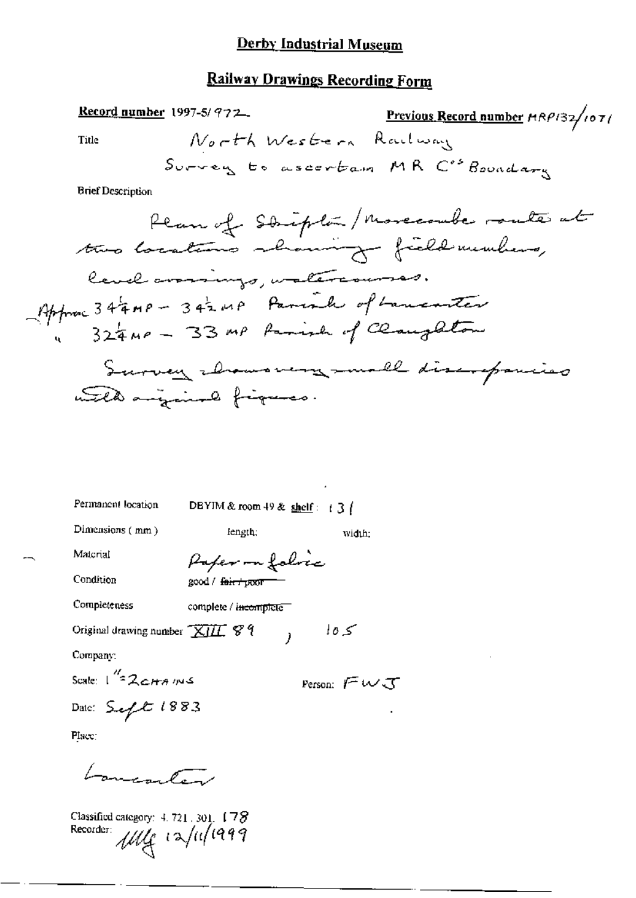# Derby Industrial Museum

## Railway Drawings Recording Form

**Record number** 1997-5/972

**Previous Record number** MRP132/1071

Title: North Western Railway
Survey to ascertain MR Co's Boundary

Brief Description

Plan of Skipton/Morecambe route at two locations showing field numbers, level crossings, watercourses.
Approx 34¼ MP – 34½ MP Parish of Lancaster
" 32¼ MP – 33 MP Parish of Claughton

Survey shows very small discrepancies with original figures.

Permanent location: DBYIM & room 49 & shelf: 131

Dimensions (mm): length: width:

Material: Paper on fabric

Condition: good / ~~fair / poor~~

Completeness: complete / ~~incomplete~~

Original drawing number: XIII 89 , 105

Company:

Scale: 1" = 2 chains

Person: FWJ

Date: Sept 1883

Place:

Lancaster

Classified category: 4.721.301. 178

Recorder: MLG 12/11/1999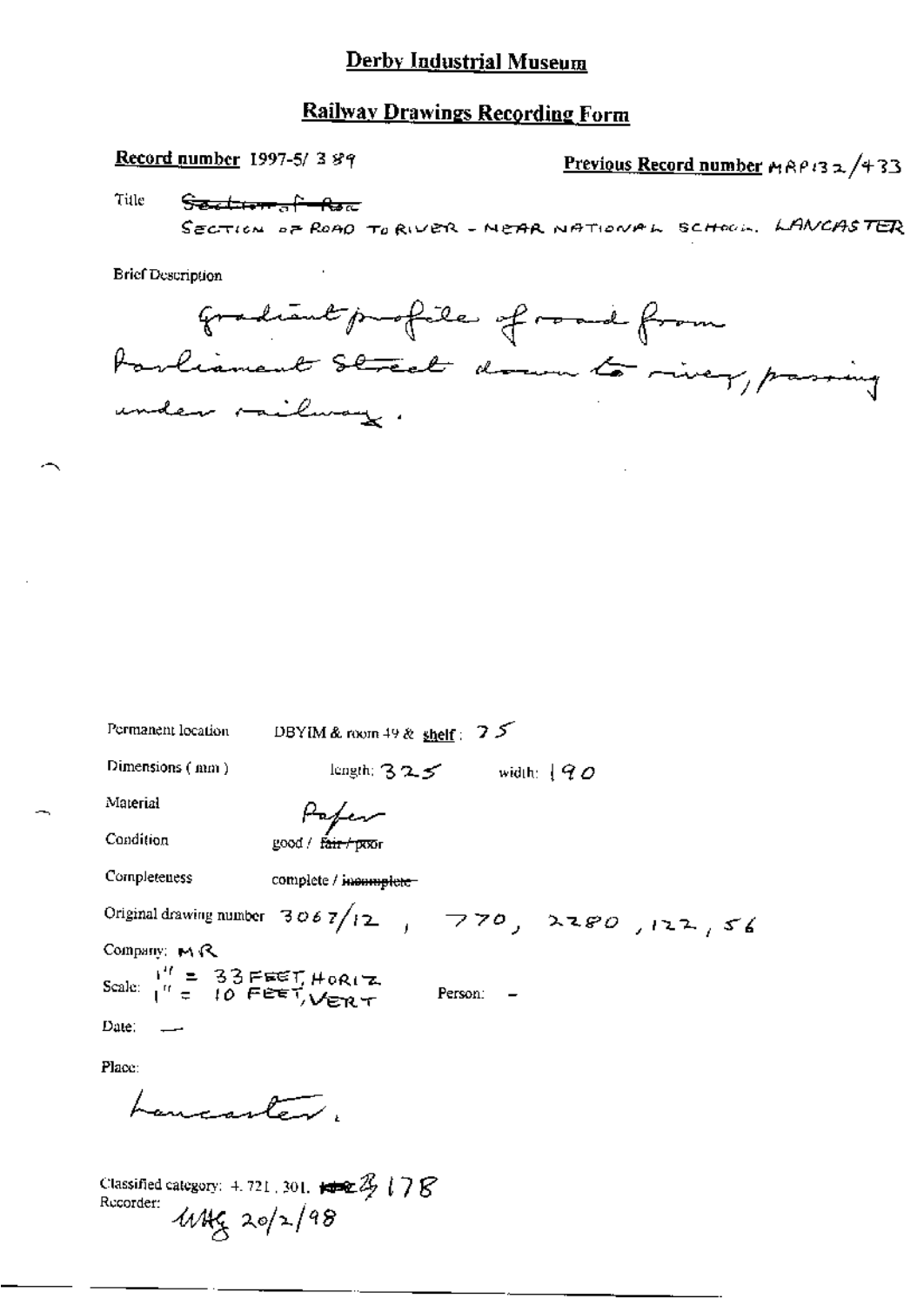# Derby Industrial Museum

## Railway Drawings Recording Form

**Record number** 1997-5/ 389

**Previous Record number** MRP132/433

Title ~~Section of Road~~
SECTION OF ROAD TO RIVER - NEAR NATIONAL SCHOOL. LANCASTER

Brief Description

Gradient profile of road from Parliament Street down to river, passing under railway.

Permanent location DBYIM & room 49 & shelf: 75

Dimensions (mm) length: 325 width: 190

Material Paper

Condition good / ~~fair / poor~~

Completeness complete / ~~incomplete~~

Original drawing number 3067/12 , 770, 2280, 122, 56

Company: MR

Scale: 1" = 33 FEET, HORIZ
1" = 10 FEET, VERT

Person: -

Date: —

Place:

Lancaster.

Classified category: 4.721, 301. ~~###~~ 3178

Recorder: MHG 20/2/98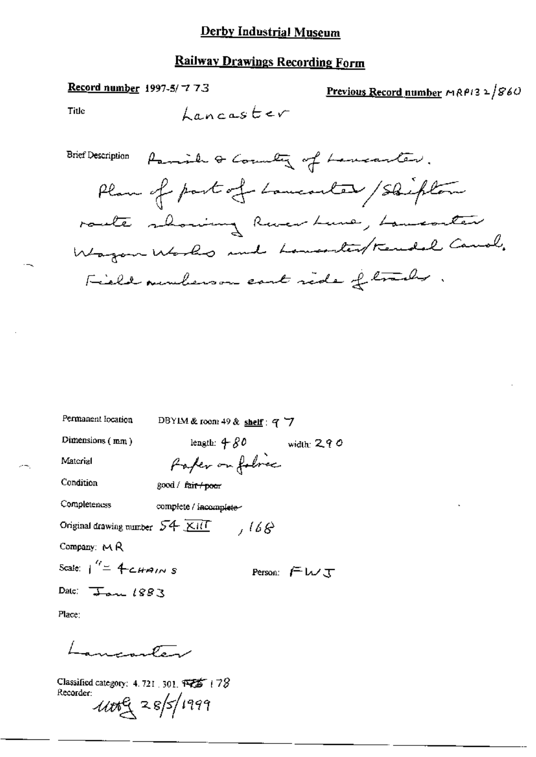# Derby Industrial Museum

## Railway Drawings Recording Form

**Record number** 1997-5/773

**Previous Record number** MRP132/860

Title Lancaster

Brief Description Parish & County of Lancaster. Plan of part of Lancaster/Skipton route showing River Lune, Lancaster Wagon Works and Lancaster/Kendal Canal. Field numbers on east side of tracks.

Permanent location DBYIM & room 49 & **shelf**: 97

Dimensions (mm) length: 480 width: 290

Material Paper on fabric

Condition good / ~~fair / poor~~

Completeness complete / ~~incomplete~~

Original drawing number 54 XIII , 168

Company: MR

Scale: 1" = 4 CHAINS

Person: FWJ

Date: Jan 1883

Place:

Lancaster

Classified category: 4.721.301. ~~F25~~ 178

Recorder: Mdg 28/5/1999